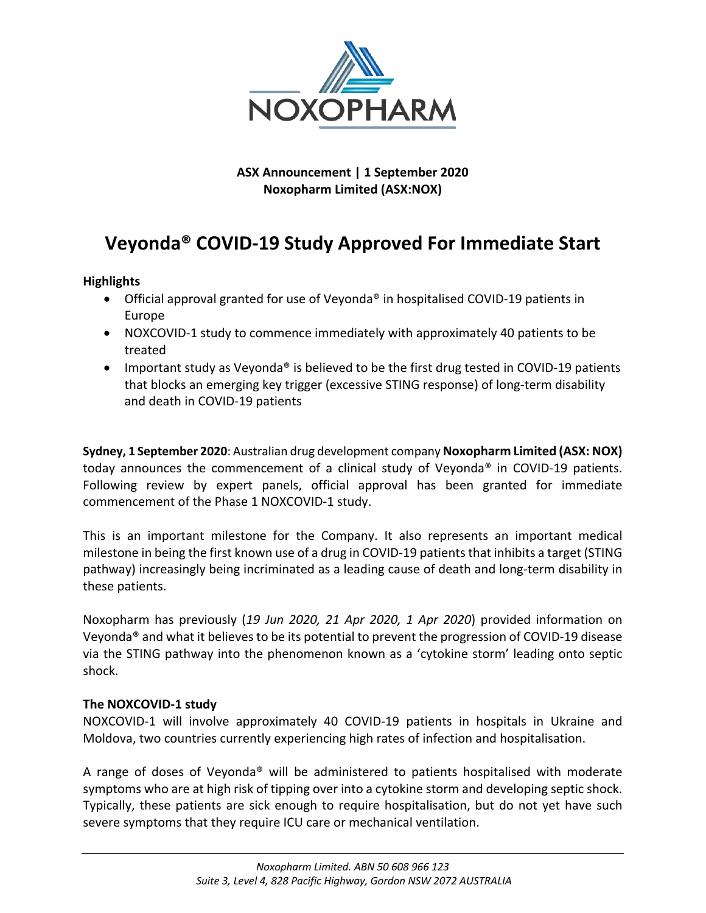**ASX Announcement | 1 September 2020**
**Noxopharm Limited (ASX:NOX)**

# Veyonda® COVID-19 Study Approved For Immediate Start

**Highlights**

- Official approval granted for use of Veyonda® in hospitalised COVID-19 patients in Europe
- NOXCOVID-1 study to commence immediately with approximately 40 patients to be treated
- Important study as Veyonda® is believed to be the first drug tested in COVID-19 patients that blocks an emerging key trigger (excessive STING response) of long-term disability and death in COVID-19 patients

**Sydney, 1 September 2020**: Australian drug development company **Noxopharm Limited (ASX: NOX)** today announces the commencement of a clinical study of Veyonda® in COVID-19 patients. Following review by expert panels, official approval has been granted for immediate commencement of the Phase 1 NOXCOVID-1 study.

This is an important milestone for the Company. It also represents an important medical milestone in being the first known use of a drug in COVID-19 patients that inhibits a target (STING pathway) increasingly being incriminated as a leading cause of death and long-term disability in these patients.

Noxopharm has previously (*19 Jun 2020, 21 Apr 2020, 1 Apr 2020*) provided information on Veyonda® and what it believes to be its potential to prevent the progression of COVID-19 disease via the STING pathway into the phenomenon known as a 'cytokine storm' leading onto septic shock.

**The NOXCOVID-1 study**

NOXCOVID-1 will involve approximately 40 COVID-19 patients in hospitals in Ukraine and Moldova, two countries currently experiencing high rates of infection and hospitalisation.

A range of doses of Veyonda® will be administered to patients hospitalised with moderate symptoms who are at high risk of tipping over into a cytokine storm and developing septic shock. Typically, these patients are sick enough to require hospitalisation, but do not yet have such severe symptoms that they require ICU care or mechanical ventilation.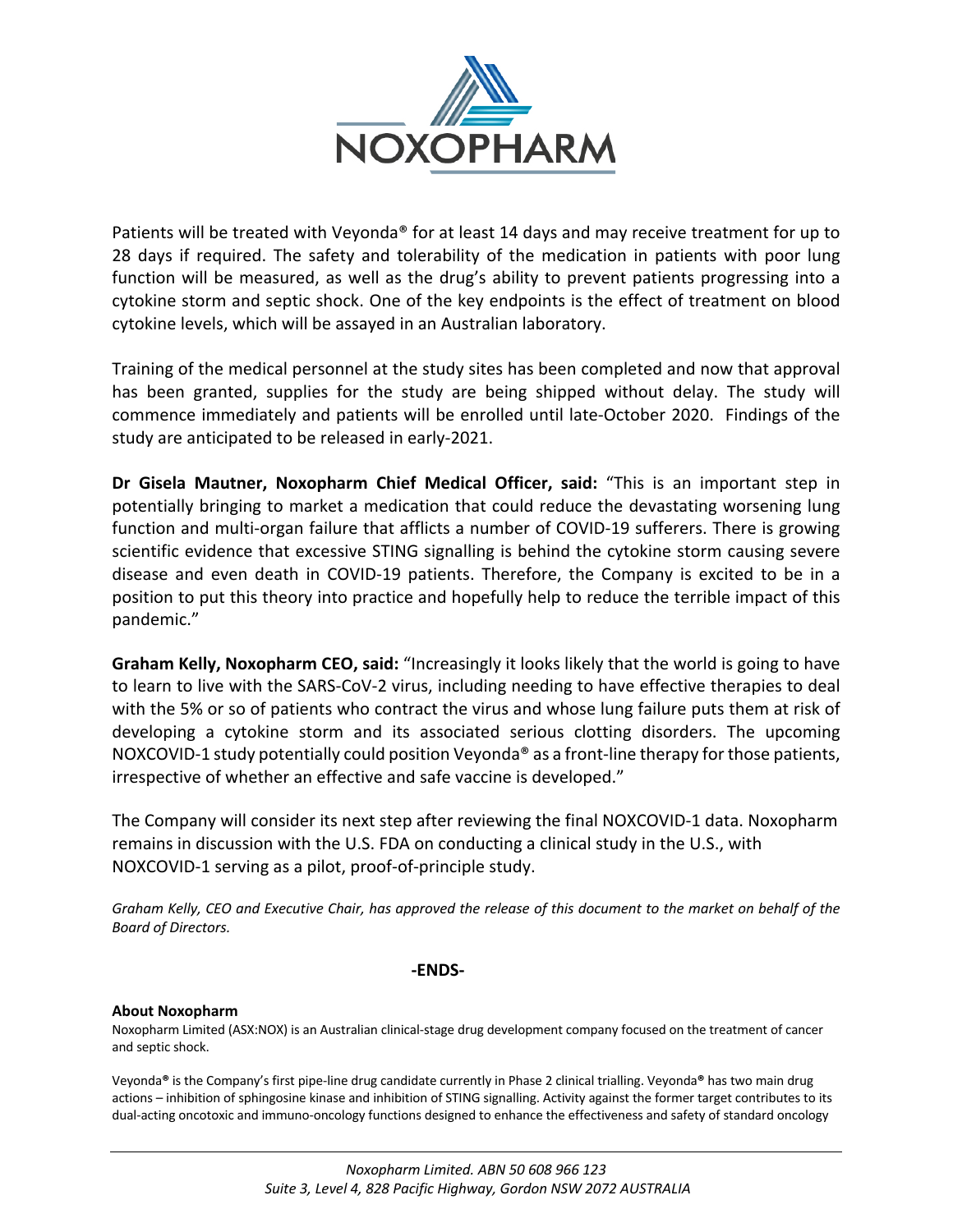Patients will be treated with Veyonda® for at least 14 days and may receive treatment for up to 28 days if required. The safety and tolerability of the medication in patients with poor lung function will be measured, as well as the drug's ability to prevent patients progressing into a cytokine storm and septic shock. One of the key endpoints is the effect of treatment on blood cytokine levels, which will be assayed in an Australian laboratory.

Training of the medical personnel at the study sites has been completed and now that approval has been granted, supplies for the study are being shipped without delay. The study will commence immediately and patients will be enrolled until late-October 2020. Findings of the study are anticipated to be released in early-2021.

**Dr Gisela Mautner, Noxopharm Chief Medical Officer, said:** "This is an important step in potentially bringing to market a medication that could reduce the devastating worsening lung function and multi-organ failure that afflicts a number of COVID-19 sufferers. There is growing scientific evidence that excessive STING signalling is behind the cytokine storm causing severe disease and even death in COVID-19 patients. Therefore, the Company is excited to be in a position to put this theory into practice and hopefully help to reduce the terrible impact of this pandemic."

**Graham Kelly, Noxopharm CEO, said:** "Increasingly it looks likely that the world is going to have to learn to live with the SARS-CoV-2 virus, including needing to have effective therapies to deal with the 5% or so of patients who contract the virus and whose lung failure puts them at risk of developing a cytokine storm and its associated serious clotting disorders. The upcoming NOXCOVID-1 study potentially could position Veyonda® as a front-line therapy for those patients, irrespective of whether an effective and safe vaccine is developed."

The Company will consider its next step after reviewing the final NOXCOVID-1 data. Noxopharm remains in discussion with the U.S. FDA on conducting a clinical study in the U.S., with NOXCOVID-1 serving as a pilot, proof-of-principle study.

*Graham Kelly, CEO and Executive Chair, has approved the release of this document to the market on behalf of the Board of Directors.*

**-ENDS-**

**About Noxopharm**

Noxopharm Limited (ASX:NOX) is an Australian clinical-stage drug development company focused on the treatment of cancer and septic shock.

Veyonda® is the Company's first pipe-line drug candidate currently in Phase 2 clinical trialling. Veyonda® has two main drug actions – inhibition of sphingosine kinase and inhibition of STING signalling. Activity against the former target contributes to its dual-acting oncotoxic and immuno-oncology functions designed to enhance the effectiveness and safety of standard oncology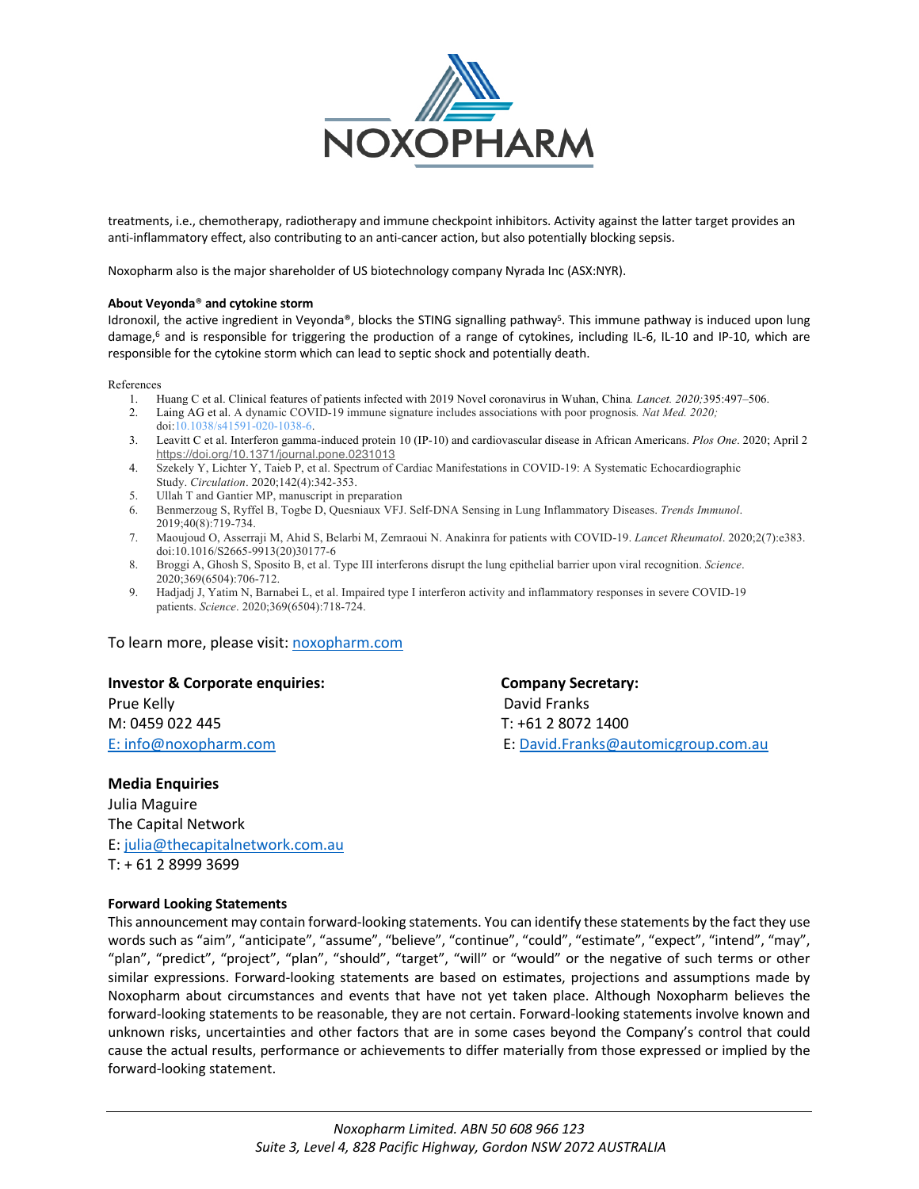treatments, i.e., chemotherapy, radiotherapy and immune checkpoint inhibitors. Activity against the latter target provides an anti-inflammatory effect, also contributing to an anti-cancer action, but also potentially blocking sepsis.

Noxopharm also is the major shareholder of US biotechnology company Nyrada Inc (ASX:NYR).

**About Veyonda® and cytokine storm**

Idronoxil, the active ingredient in Veyonda®, blocks the STING signalling pathway[5]. This immune pathway is induced upon lung damage,[6] and is responsible for triggering the production of a range of cytokines, including IL-6, IL-10 and IP-10, which are responsible for the cytokine storm which can lead to septic shock and potentially death.

References

1. Huang C et al. Clinical features of patients infected with 2019 Novel coronavirus in Wuhan, China. *Lancet. 2020;*395:497–506.
2. Laing AG et al. A dynamic COVID-19 immune signature includes associations with poor prognosis. *Nat Med. 2020;* doi:10.1038/s41591-020-1038-6.
3. Leavitt C et al. Interferon gamma-induced protein 10 (IP-10) and cardiovascular disease in African Americans. *Plos One*. 2020; April 2 https://doi.org/10.1371/journal.pone.0231013
4. Szekely Y, Lichter Y, Taieb P, et al. Spectrum of Cardiac Manifestations in COVID-19: A Systematic Echocardiographic Study. *Circulation*. 2020;142(4):342-353.
5. Ullah T and Gantier MP, manuscript in preparation
6. Benmerzoug S, Ryffel B, Togbe D, Quesniaux VFJ. Self-DNA Sensing in Lung Inflammatory Diseases. *Trends Immunol*. 2019;40(8):719-734.
7. Maoujoud O, Asserraji M, Ahid S, Belarbi M, Zemraoui N. Anakinra for patients with COVID-19. *Lancet Rheumatol*. 2020;2(7):e383. doi:10.1016/S2665-9913(20)30177-6
8. Broggi A, Ghosh S, Sposito B, et al. Type III interferons disrupt the lung epithelial barrier upon viral recognition. *Science*. 2020;369(6504):706-712.
9. Hadjadj J, Yatim N, Barnabei L, et al. Impaired type I interferon activity and inflammatory responses in severe COVID-19 patients. *Science*. 2020;369(6504):718-724.

To learn more, please visit: noxopharm.com

**Investor & Corporate enquiries:**
Prue Kelly
M: 0459 022 445
E: info@noxopharm.com

**Company Secretary:**
David Franks
T: +61 2 8072 1400
E: David.Franks@automicgroup.com.au

**Media Enquiries**
Julia Maguire
The Capital Network
E: julia@thecapitalnetwork.com.au
T: + 61 2 8999 3699

**Forward Looking Statements**

This announcement may contain forward-looking statements. You can identify these statements by the fact they use words such as "aim", "anticipate", "assume", "believe", "continue", "could", "estimate", "expect", "intend", "may", "plan", "predict", "project", "plan", "should", "target", "will" or "would" or the negative of such terms or other similar expressions. Forward-looking statements are based on estimates, projections and assumptions made by Noxopharm about circumstances and events that have not yet taken place. Although Noxopharm believes the forward-looking statements to be reasonable, they are not certain. Forward-looking statements involve known and unknown risks, uncertainties and other factors that are in some cases beyond the Company's control that could cause the actual results, performance or achievements to differ materially from those expressed or implied by the forward-looking statement.

*Noxopharm Limited. ABN 50 608 966 123*
*Suite 3, Level 4, 828 Pacific Highway, Gordon NSW 2072 AUSTRALIA*